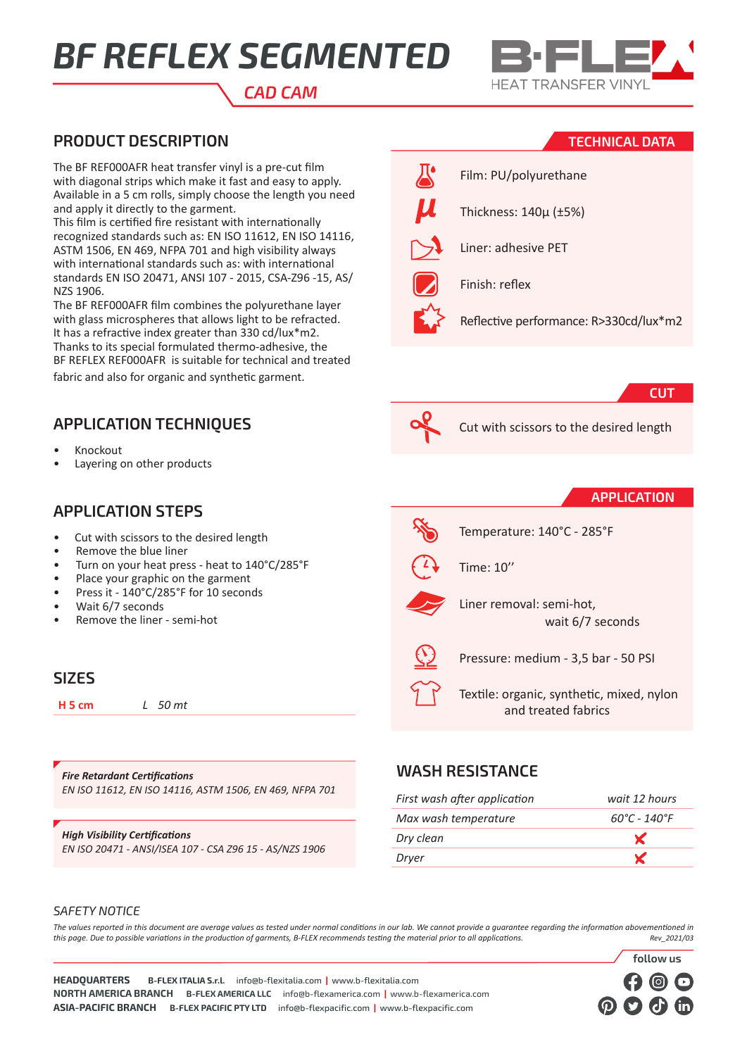# BF REFLEX SEGMENTED

**CAD CAM**

B·FLEX HEAT TRANSFER VINYL

## PRODUCT DESCRIPTION

The BF REF000AFR heat transfer vinyl is a pre-cut film with diagonal strips which make it fast and easy to apply. Available in a 5 cm rolls, simply choose the length you need and apply it directly to the garment.
This film is certified fire resistant with internationally recognized standards such as: EN ISO 11612, EN ISO 14116, ASTM 1506, EN 469, NFPA 701 and high visibility always with international standards such as: with international standards EN ISO 20471, ANSI 107 - 2015, CSA-Z96 -15, AS/NZS 1906.
The BF REF000AFR film combines the polyurethane layer with glass microspheres that allows light to be refracted. It has a refractive index greater than 330 cd/lux*m2.
Thanks to its special formulated thermo-adhesive, the BF REFLEX REF000AFR is suitable for technical and treated fabric and also for organic and synthetic garment.

## TECHNICAL DATA

- Film: PU/polyurethane
- Thickness: 140µ (±5%)
- Liner: adhesive PET
- Finish: reflex
- Reflective performance: R>330cd/lux*m2

## CUT

- Cut with scissors to the desired length

## APPLICATION TECHNIQUES

- Knockout
- Layering on other products

## APPLICATION STEPS

- Cut with scissors to the desired length
- Remove the blue liner
- Turn on your heat press - heat to 140°C/285°F
- Place your graphic on the garment
- Press it - 140°C/285°F for 10 seconds
- Wait 6/7 seconds
- Remove the liner - semi-hot

## APPLICATION

- Temperature: 140°C - 285°F
- Time: 10''
- Liner removal: semi-hot, wait 6/7 seconds
- Pressure: medium - 3,5 bar - 50 PSI
- Textile: organic, synthetic, mixed, nylon and treated fabrics

## SIZES

| H 5 cm | L 50 mt |
|---|---|

***Fire Retardant Certifications***
*EN ISO 11612, EN ISO 14116, ASTM 1506, EN 469, NFPA 701*

***High Visibility Certifications***
*EN ISO 20471 - ANSI/ISEA 107 - CSA Z96 15 - AS/NZS 1906*

## WASH RESISTANCE

| | |
|---|---|
| *First wash after application* | *wait 12 hours* |
| *Max wash temperature* | *60°C - 140°F* |
| *Dry clean* | ✗ |
| *Dryer* | ✗ |

*SAFETY NOTICE*

*The values reported in this document are average values as tested under normal conditions in our lab. We cannot provide a guarantee regarding the information abovementioned in this page. Due to possible variations in the production of garments, B-FLEX recommends testing the material prior to all applications.* *Rev_2021/03*

**HEADQUARTERS** **B-FLEX ITALIA S.r.l.** info@b-flexitalia.com | www.b-flexitalia.com
**NORTH AMERICA BRANCH** **B-FLEX AMERICA LLC** info@b-flexamerica.com | www.b-flexamerica.com
**ASIA-PACIFIC BRANCH** **B-FLEX PACIFIC PTY LTD** info@b-flexpacific.com | www.b-flexpacific.com

follow us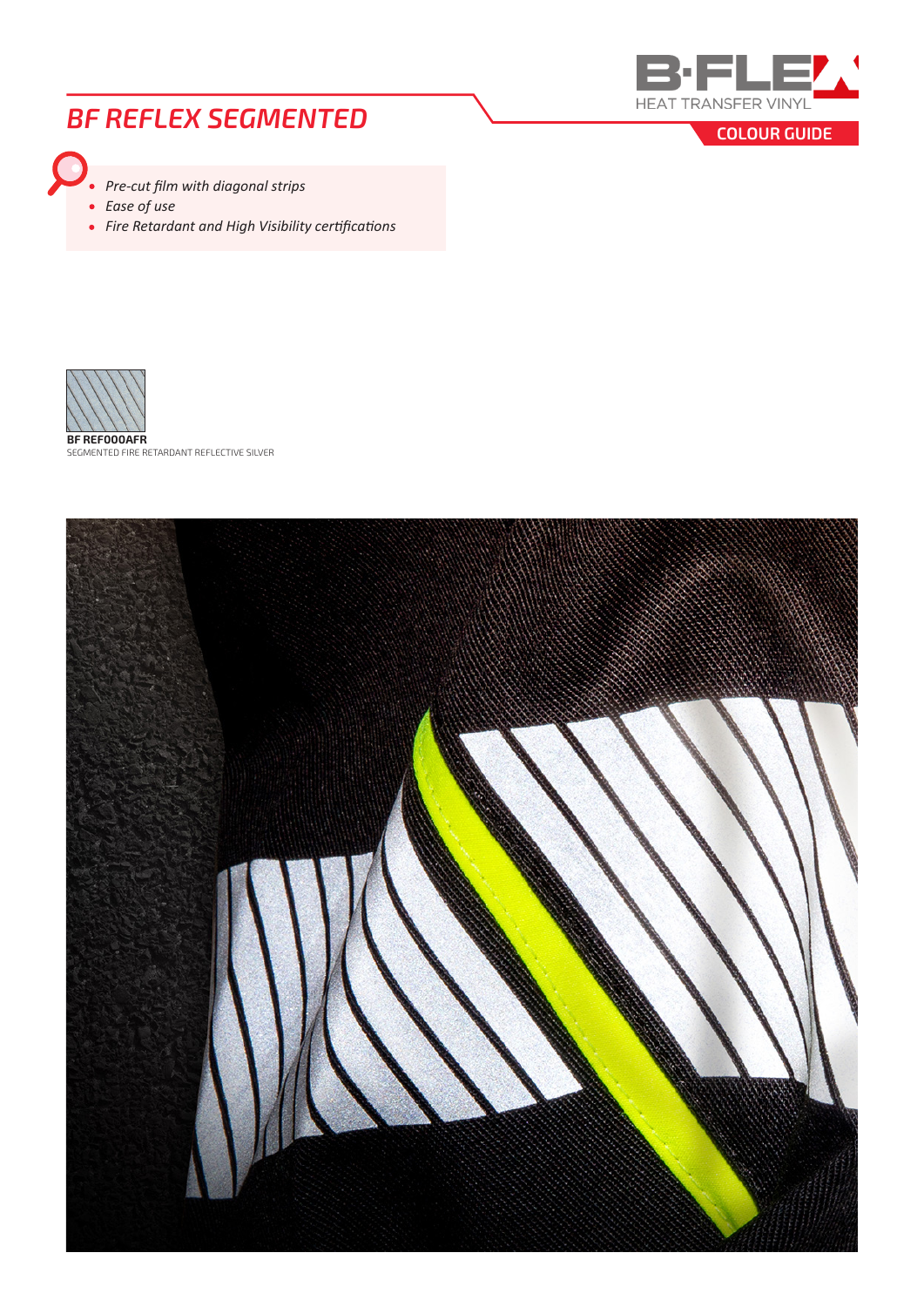# BF REFLEX SEGMENTED

B·FLEX HEAT TRANSFER VINYL

COLOUR GUIDE

- *Pre-cut film with diagonal strips*
- *Ease of use*
- *Fire Retardant and High Visibility certifications*

**BF REF000AFR**
SEGMENTED FIRE RETARDANT REFLECTIVE SILVER